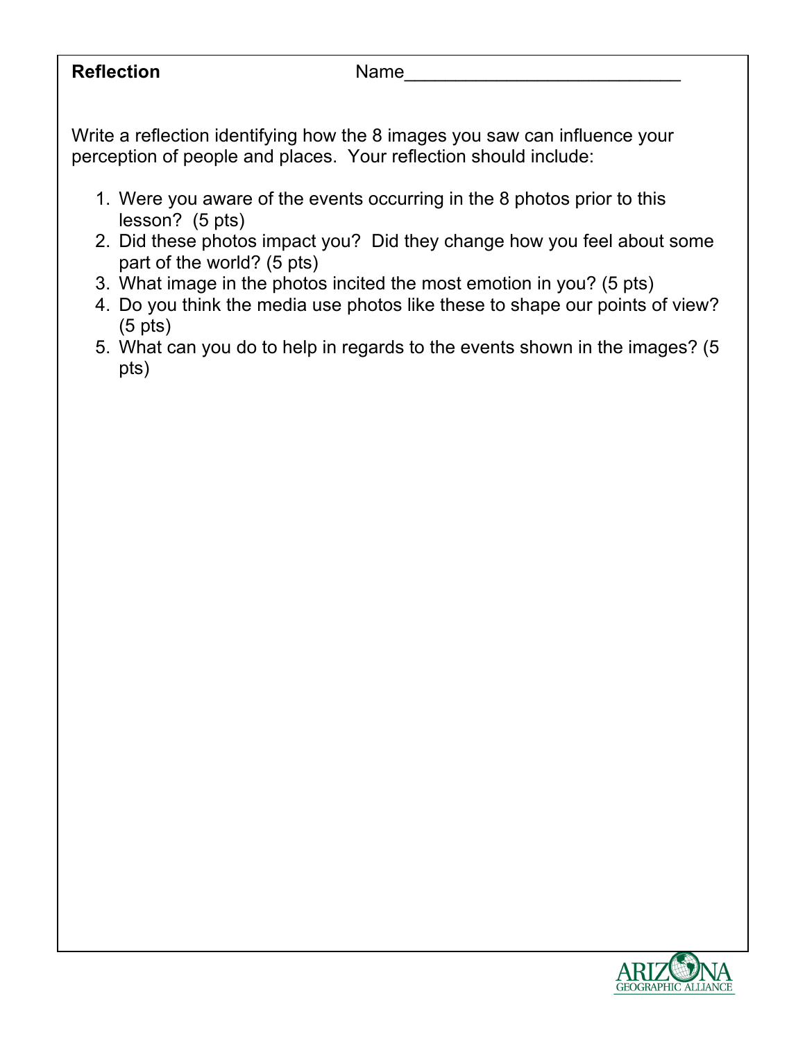**Reflection** Name___________________________

Write a reflection identifying how the 8 images you saw can influence your perception of people and places. Your reflection should include:

1. Were you aware of the events occurring in the 8 photos prior to this lesson? (5 pts)
2. Did these photos impact you? Did they change how you feel about some part of the world? (5 pts)
3. What image in the photos incited the most emotion in you? (5 pts)
4. Do you think the media use photos like these to shape our points of view? (5 pts)
5. What can you do to help in regards to the events shown in the images? (5 pts)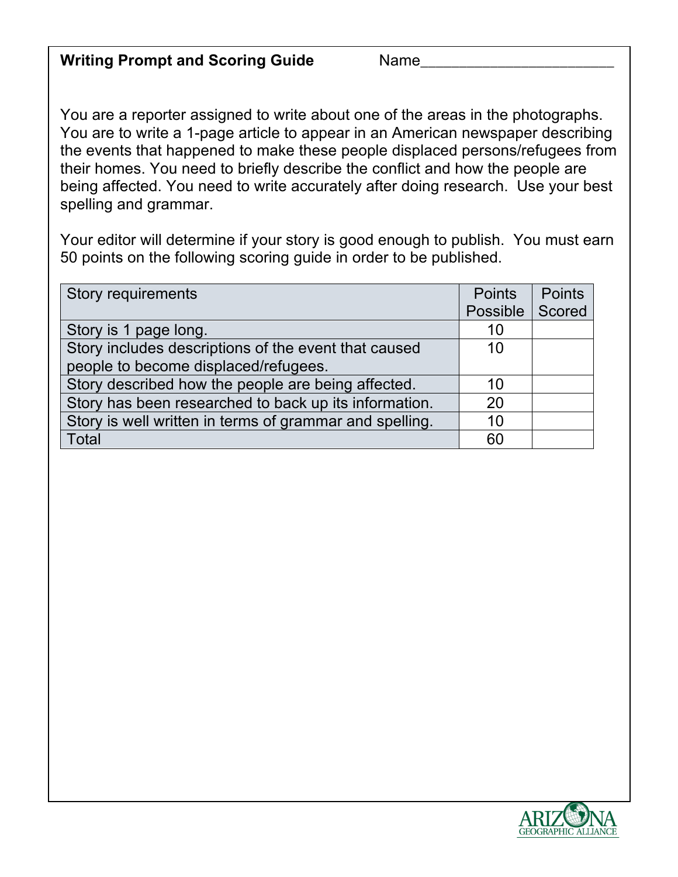**Writing Prompt and Scoring Guide** Name_______________________

You are a reporter assigned to write about one of the areas in the photographs. You are to write a 1-page article to appear in an American newspaper describing the events that happened to make these people displaced persons/refugees from their homes. You need to briefly describe the conflict and how the people are being affected. You need to write accurately after doing research. Use your best spelling and grammar.

Your editor will determine if your story is good enough to publish. You must earn 50 points on the following scoring guide in order to be published.

| Story requirements | Points Possible | Points Scored |
|---|---|---|
| Story is 1 page long. | 10 | |
| Story includes descriptions of the event that caused people to become displaced/refugees. | 10 | |
| Story described how the people are being affected. | 10 | |
| Story has been researched to back up its information. | 20 | |
| Story is well written in terms of grammar and spelling. | 10 | |
| Total | 60 | |

ARIZONA GEOGRAPHIC ALLIANCE